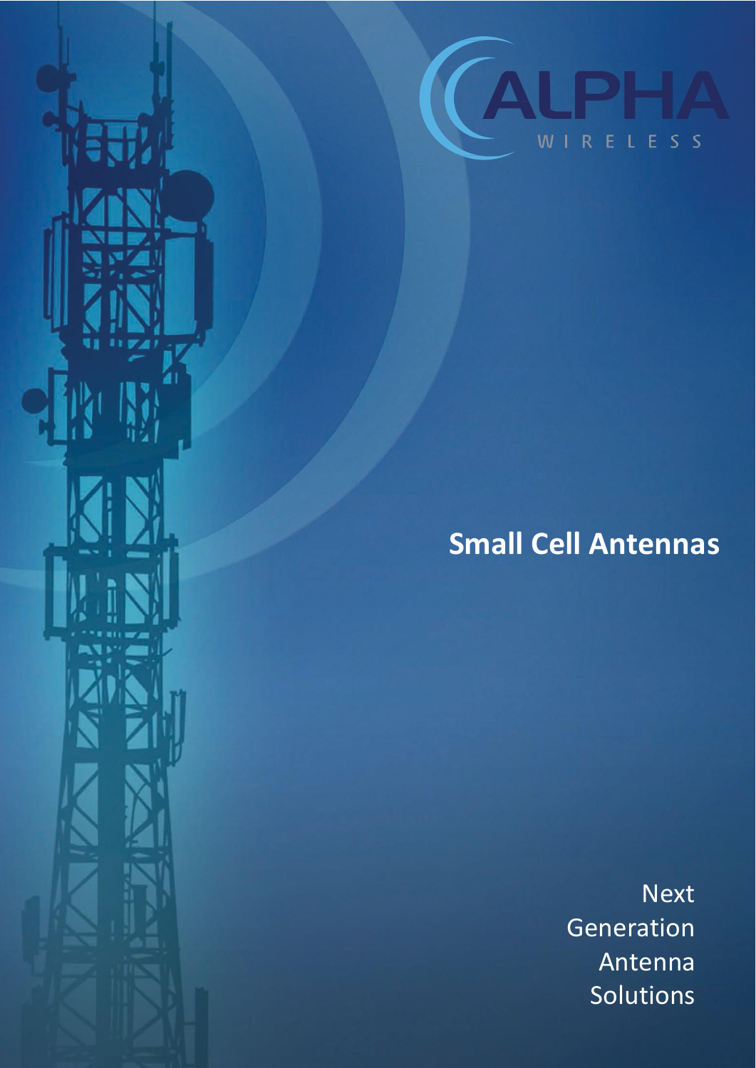ALPHA

WIRELESS

# Small Cell Antennas

Next
Generation
Antenna
Solutions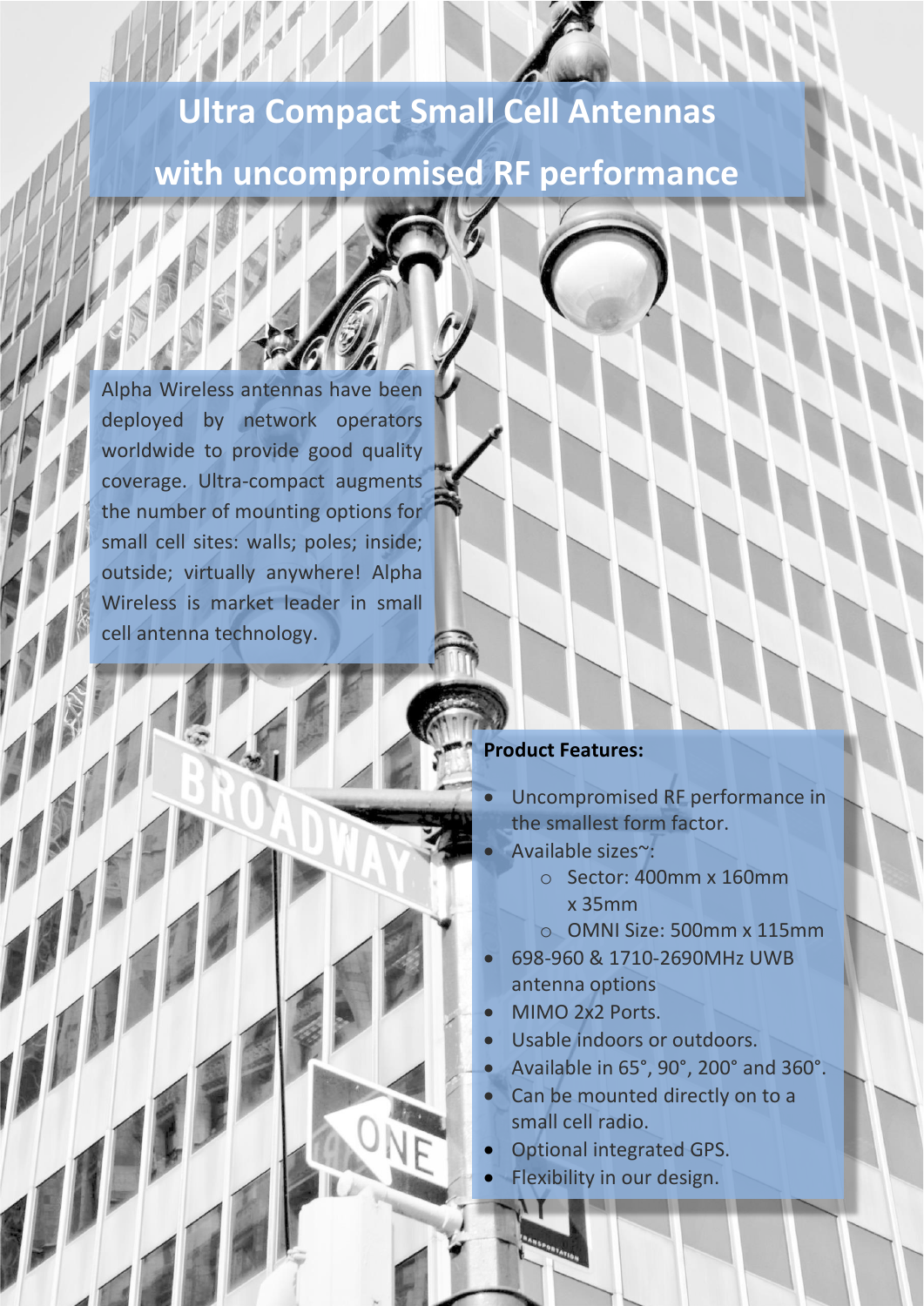# Ultra Compact Small Cell Antennas with uncompromised RF performance

Alpha Wireless antennas have been deployed by network operators worldwide to provide good quality coverage. Ultra-compact augments the number of mounting options for small cell sites: walls; poles; inside; outside; virtually anywhere! Alpha Wireless is market leader in small cell antenna technology.

**Product Features:**

- Uncompromised RF performance in the smallest form factor.
- Available sizes~:
  - Sector: 400mm x 160mm x 35mm
  - OMNI Size: 500mm x 115mm
- 698-960 & 1710-2690MHz UWB antenna options
- MIMO 2x2 Ports.
- Usable indoors or outdoors.
- Available in 65°, 90°, 200° and 360°.
- Can be mounted directly on to a small cell radio.
- Optional integrated GPS.
- Flexibility in our design.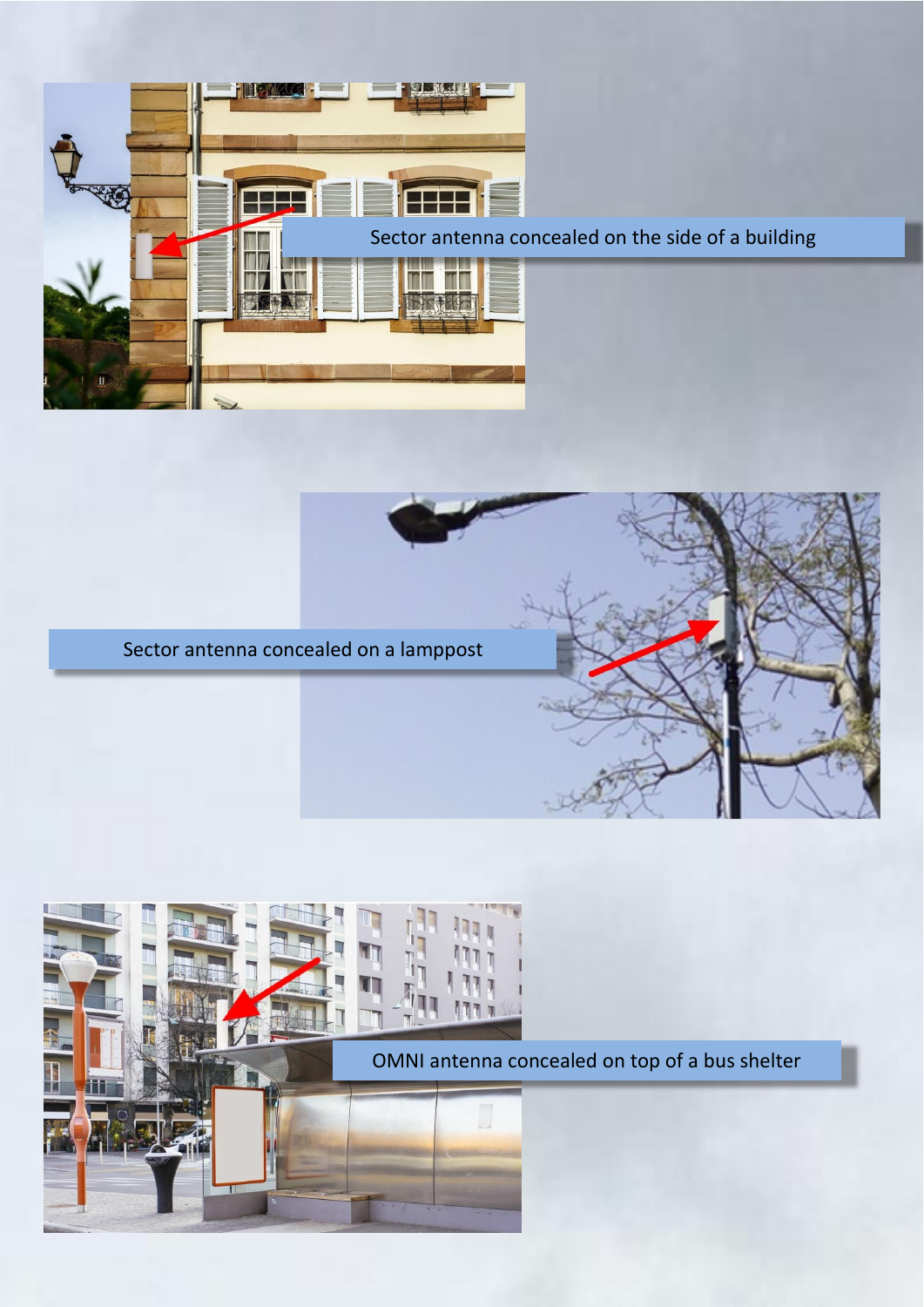Sector antenna concealed on the side of a building

Sector antenna concealed on a lamppost

OMNI antenna concealed on top of a bus shelter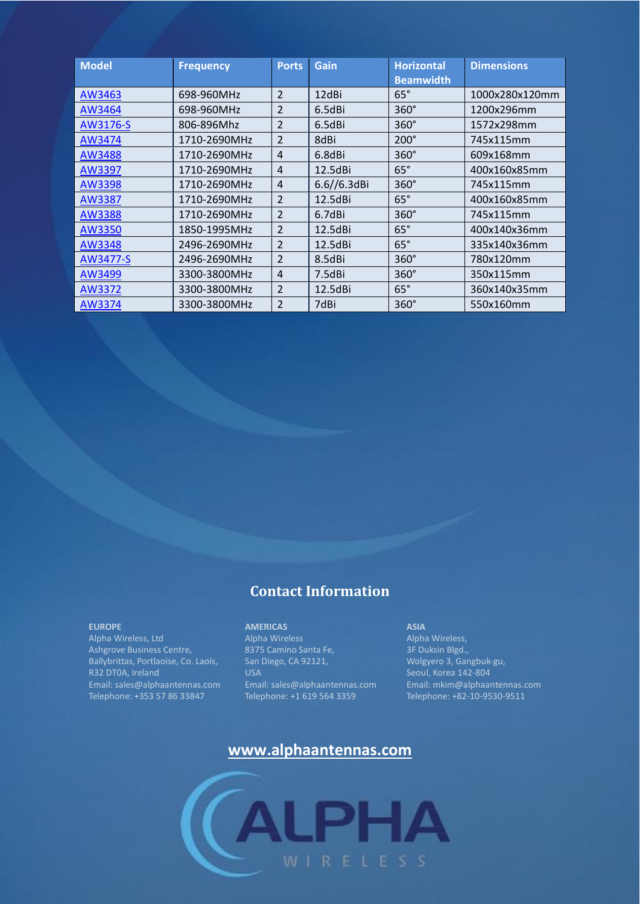| Model | Frequency | Ports | Gain | Horizontal Beamwidth | Dimensions |
| --- | --- | --- | --- | --- | --- |
| AW3463 | 698-960MHz | 2 | 12dBi | 65° | 1000x280x120mm |
| AW3464 | 698-960MHz | 2 | 6.5dBi | 360° | 1200x296mm |
| AW3176-S | 806-896Mhz | 2 | 6.5dBi | 360° | 1572x298mm |
| AW3474 | 1710-2690MHz | 2 | 8dBi | 200° | 745x115mm |
| AW3488 | 1710-2690MHz | 4 | 6.8dBi | 360° | 609x168mm |
| AW3397 | 1710-2690MHz | 4 | 12.5dBi | 65° | 400x160x85mm |
| AW3398 | 1710-2690MHz | 4 | 6.6//6.3dBi | 360° | 745x115mm |
| AW3387 | 1710-2690MHz | 2 | 12.5dBi | 65° | 400x160x85mm |
| AW3388 | 1710-2690MHz | 2 | 6.7dBi | 360° | 745x115mm |
| AW3350 | 1850-1995MHz | 2 | 12.5dBi | 65° | 400x140x36mm |
| AW3348 | 2496-2690MHz | 2 | 12.5dBi | 65° | 335x140x36mm |
| AW3477-S | 2496-2690MHz | 2 | 8.5dBi | 360° | 780x120mm |
| AW3499 | 3300-3800MHz | 4 | 7.5dBi | 360° | 350x115mm |
| AW3372 | 3300-3800MHz | 2 | 12.5dBi | 65° | 360x140x35mm |
| AW3374 | 3300-3800MHz | 2 | 7dBi | 360° | 550x160mm |

## Contact Information

**EUROPE**
Alpha Wireless, Ltd
Ashgrove Business Centre,
Ballybrittas, Portlaoise, Co. Laois,
R32 DT0A, Ireland
Email: sales@alphaantennas.com
Telephone: +353 57 86 33847

**AMERICAS**
Alpha Wireless
8375 Camino Santa Fe,
San Diego, CA 92121,
USA
Email: sales@alphaantennas.com
Telephone: +1 619 564 3359

**ASIA**
Alpha Wireless,
3F Duksin Blgd.,
Wolgyero 3, Gangbuk-gu,
Seoul, Korea 142-804
Email: mkim@alphaantennas.com
Telephone: +82-10-9530-9511

**www.alphaantennas.com**

ALPHA WIRELESS